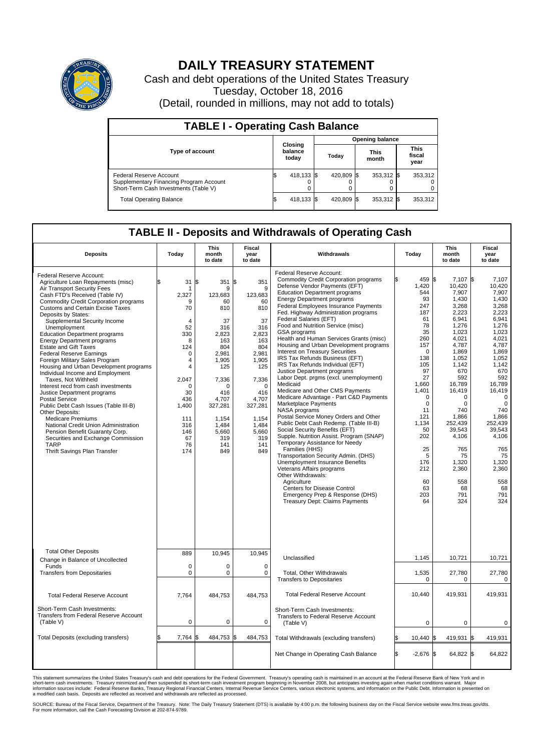# DAILY TREASURY STATEMENT

Cash and debt operations of the United States Treasury
Tuesday, October 18, 2016
(Detail, rounded in millions, may not add to totals)

## TABLE I - Operating Cash Balance

| Type of account | Closing balance today | Opening balance Today | Opening balance This month | Opening balance This fiscal year |
|---|---|---|---|---|
| Federal Reserve Account | $ 418,133 | $ 420,809 | $ 353,312 | $ 353,312 |
| Supplementary Financing Program Account | 0 | 0 | 0 | 0 |
| Short-Term Cash Investments (Table V) | 0 | 0 | 0 | 0 |
| Total Operating Balance | $ 418,133 | $ 420,809 | $ 353,312 | $ 353,312 |

## TABLE II - Deposits and Withdrawals of Operating Cash

| Deposits | Today | This month to date | Fiscal year to date |
|---|---|---|---|
| Federal Reserve Account: | | | |
| Agriculture Loan Repayments (misc) | $ 31 | $ 351 | $ 351 |
| Air Transport Security Fees | 1 | 9 | 9 |
| Cash FTD's Received (Table IV) | 2,327 | 123,683 | 123,683 |
| Commodity Credit Corporation programs | 9 | 60 | 60 |
| Customs and Certain Excise Taxes | 70 | 810 | 810 |
| Deposits by States: | | | |
| Supplemental Security Income | 4 | 37 | 37 |
| Unemployment | 52 | 316 | 316 |
| Education Department programs | 330 | 2,823 | 2,823 |
| Energy Department programs | 8 | 163 | 163 |
| Estate and Gift Taxes | 124 | 804 | 804 |
| Federal Reserve Earnings | 0 | 2,981 | 2,981 |
| Foreign Military Sales Program | 4 | 1,905 | 1,905 |
| Housing and Urban Development programs | 4 | 125 | 125 |
| Individual Income and Employment Taxes, Not Withheld | 2,047 | 7,336 | 7,336 |
| Interest recd from cash investments | 0 | 0 | 0 |
| Justice Department programs | 30 | 416 | 416 |
| Postal Service | 436 | 4,707 | 4,707 |
| Public Debt Cash Issues (Table III-B) | 1,400 | 327,281 | 327,281 |
| Other Deposits: | | | |
| Medicare Premiums | 111 | 1,154 | 1,154 |
| National Credit Union Administration | 316 | 1,484 | 1,484 |
| Pension Benefit Guaranty Corp. | 146 | 5,660 | 5,660 |
| Securities and Exchange Commission | 67 | 319 | 319 |
| TARP | 76 | 141 | 141 |
| Thrift Savings Plan Transfer | 174 | 849 | 849 |
| Total Other Deposits | 889 | 10,945 | 10,945 |
| Change in Balance of Uncollected Funds | 0 | 0 | 0 |
| Transfers from Depositaries | 0 | 0 | 0 |
| Total Federal Reserve Account | 7,764 | 484,753 | 484,753 |
| Short-Term Cash Investments: Transfers from Federal Reserve Account (Table V) | 0 | 0 | 0 |
| Total Deposits (excluding transfers) | $ 7,764 | $ 484,753 | $ 484,753 |

| Withdrawals | Today | This month to date | Fiscal year to date |
|---|---|---|---|
| Federal Reserve Account: | | | |
| Commodity Credit Corporation programs | $ 459 | $ 7,107 | $ 7,107 |
| Defense Vendor Payments (EFT) | 1,420 | 10,420 | 10,420 |
| Education Department programs | 544 | 7,907 | 7,907 |
| Energy Department programs | 93 | 1,430 | 1,430 |
| Federal Employees Insurance Payments | 247 | 3,268 | 3,268 |
| Fed. Highway Administration programs | 187 | 2,223 | 2,223 |
| Federal Salaries (EFT) | 61 | 6,941 | 6,941 |
| Food and Nutrition Service (misc) | 78 | 1,276 | 1,276 |
| GSA programs | 35 | 1,023 | 1,023 |
| Health and Human Services Grants (misc) | 260 | 4,021 | 4,021 |
| Housing and Urban Development programs | 157 | 4,787 | 4,787 |
| Interest on Treasury Securities | 0 | 1,869 | 1,869 |
| IRS Tax Refunds Business (EFT) | 138 | 1,052 | 1,052 |
| IRS Tax Refunds Individual (EFT) | 105 | 1,142 | 1,142 |
| Justice Department programs | 97 | 670 | 670 |
| Labor Dept. prgms (excl. unemployment) | 27 | 592 | 592 |
| Medicaid | 1,660 | 16,789 | 16,789 |
| Medicare and Other CMS Payments | 1,401 | 16,419 | 16,419 |
| Medicare Advantage - Part C&D Payments | 0 | 0 | 0 |
| Marketplace Payments | 0 | 0 | 0 |
| NASA programs | 11 | 740 | 740 |
| Postal Service Money Orders and Other | 121 | 1,866 | 1,866 |
| Public Debt Cash Redemp. (Table III-B) | 1,134 | 252,439 | 252,439 |
| Social Security Benefits (EFT) | 50 | 39,543 | 39,543 |
| Supple. Nutrition Assist. Program (SNAP) | 202 | 4,106 | 4,106 |
| Temporary Assistance for Needy Families (HHS) | 25 | 765 | 765 |
| Transportation Security Admin. (DHS) | 5 | 75 | 75 |
| Unemployment Insurance Benefits | 176 | 1,320 | 1,320 |
| Veterans Affairs programs | 212 | 2,360 | 2,360 |
| Other Withdrawals: | | | |
| Agriculture | 60 | 558 | 558 |
| Centers for Disease Control | 63 | 68 | 68 |
| Emergency Prep & Response (DHS) | 203 | 791 | 791 |
| Treasury Dept: Claims Payments | 64 | 324 | 324 |
| Unclassified | 1,145 | 10,721 | 10,721 |
| Total, Other Withdrawals | 1,535 | 27,780 | 27,780 |
| Transfers to Depositaries | 0 | 0 | 0 |
| Total Federal Reserve Account | 10,440 | 419,931 | 419,931 |
| Short-Term Cash Investments: Transfers to Federal Reserve Account (Table V) | 0 | 0 | 0 |
| Total Withdrawals (excluding transfers) | $ 10,440 | $ 419,931 | $ 419,931 |
| Net Change in Operating Cash Balance | $ -2,676 | $ 64,822 | $ 64,822 |

This statement summarizes the United States Treasury's cash and debt operations for the Federal Government. Treasury's operating cash is maintained in an account at the Federal Reserve Bank of New York and in short-term cash investments. Treasury minimized and then suspended its short-term cash investment program beginning in November 2008, but anticipates investing again when market conditions warrant. Major information sources include: Federal Reserve Banks, Treasury Regional Financial Centers, Internal Revenue Service Centers, various electronic systems, and information on the Public Debt. Information is presented on a modified cash basis. Deposits are reflected as received and withdrawals are reflected as processed.

SOURCE: Bureau of the Fiscal Service, Department of the Treasury. Note: The Daily Treasury Statement (DTS) is available by 4:00 p.m. the following business day on the Fiscal Service website www.fms.treas.gov/dts. For more information, call the Cash Forecasting Division at 202-874-9789.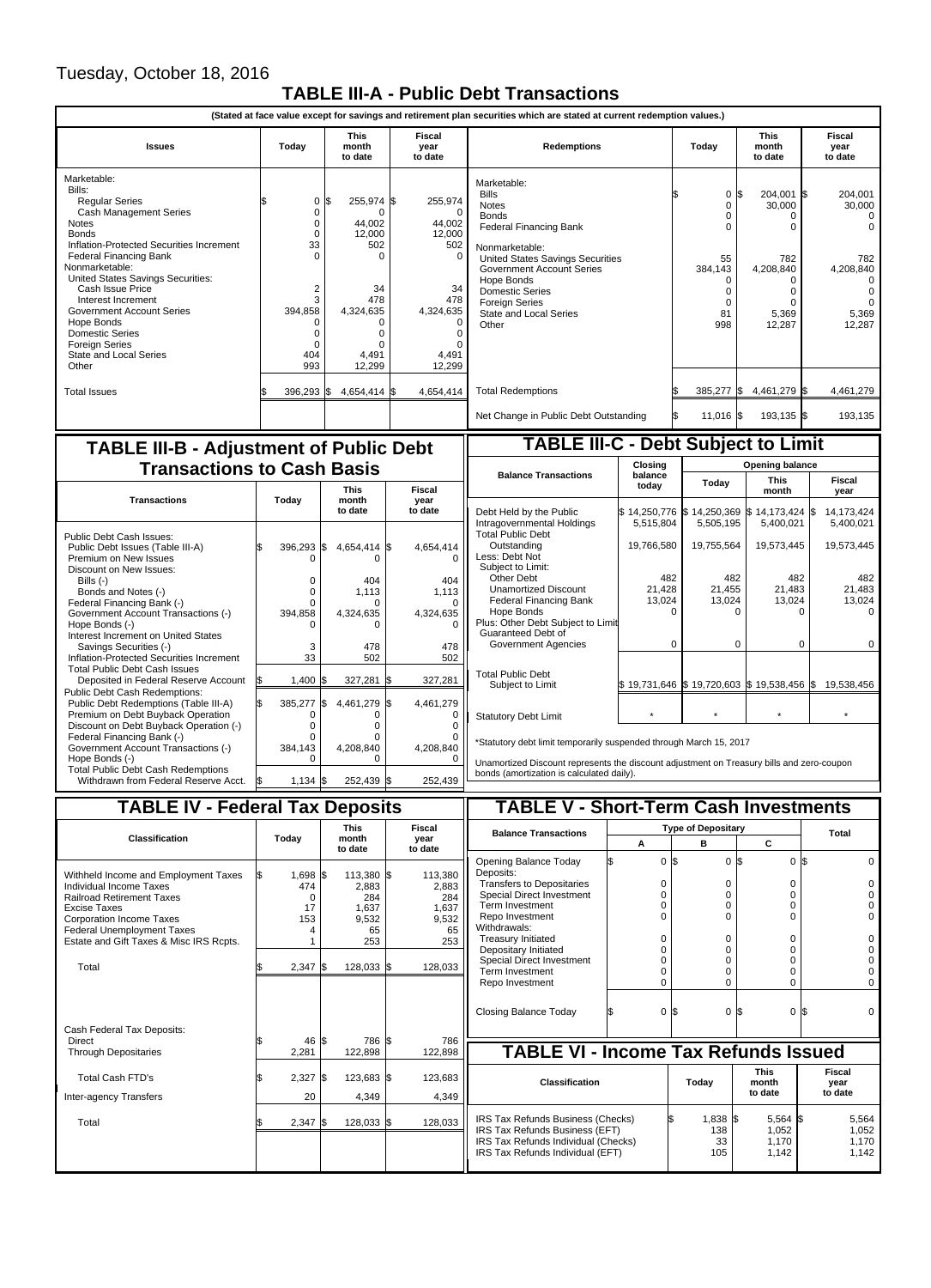Tuesday, October 18, 2016

# TABLE III-A - Public Debt Transactions

(Stated at face value except for savings and retirement plan securities which are stated at current redemption values.)

| Issues | Today | This month to date | Fiscal year to date | Redemptions | Today | This month to date | Fiscal year to date |
|---|---|---|---|---|---|---|---|
| Marketable: | | | | Marketable: | | | |
| Bills: | | | | Bills | $ 0 | $ 204,001 | $ 204,001 |
| Regular Series | $ 0 | $ 255,974 | $ 255,974 | Notes | 0 | 30,000 | 30,000 |
| Cash Management Series | 0 | 0 | 0 | Bonds | 0 | 0 | 0 |
| Notes | 0 | 44,002 | 44,002 | Federal Financing Bank | 0 | 0 | 0 |
| Bonds | 0 | 12,000 | 12,000 | Nonmarketable: | | | |
| Inflation-Protected Securities Increment | 33 | 502 | 502 | United States Savings Securities | 55 | 782 | 782 |
| Federal Financing Bank | 0 | 0 | 0 | Government Account Series | 384,143 | 4,208,840 | 4,208,840 |
| Nonmarketable: | | | | Hope Bonds | 0 | 0 | 0 |
| United States Savings Securities: | | | | Domestic Series | 0 | 0 | 0 |
| Cash Issue Price | 2 | 34 | 34 | Foreign Series | 0 | 0 | 0 |
| Interest Increment | 3 | 478 | 478 | State and Local Series | 81 | 5,369 | 5,369 |
| Government Account Series | 394,858 | 4,324,635 | 4,324,635 | Other | 998 | 12,287 | 12,287 |
| Hope Bonds | 0 | 0 | 0 | | | | |
| Domestic Series | 0 | 0 | 0 | | | | |
| Foreign Series | 0 | 0 | 0 | | | | |
| State and Local Series | 404 | 4,491 | 4,491 | | | | |
| Other | 993 | 12,299 | 12,299 | | | | |
| Total Issues | $ 396,293 | $ 4,654,414 | $ 4,654,414 | Total Redemptions | $ 385,277 | $ 4,461,279 | $ 4,461,279 |
| | | | | Net Change in Public Debt Outstanding | $ 11,016 | $ 193,135 | $ 193,135 |

# TABLE III-B - Adjustment of Public Debt Transactions to Cash Basis

| Transactions | Today | This month to date | Fiscal year to date |
|---|---|---|---|
| Public Debt Cash Issues: | | | |
| Public Debt Issues (Table III-A) | $ 396,293 | $ 4,654,414 | $ 4,654,414 |
| Premium on New Issues | 0 | 0 | 0 |
| Discount on New Issues: | | | |
| Bills (-) | 0 | 404 | 404 |
| Bonds and Notes (-) | 0 | 1,113 | 1,113 |
| Federal Financing Bank (-) | 0 | 0 | 0 |
| Government Account Transactions (-) | 394,858 | 4,324,635 | 4,324,635 |
| Hope Bonds (-) | 0 | 0 | 0 |
| Interest Increment on United States Savings Securities (-) | 3 | 478 | 478 |
| Inflation-Protected Securities Increment | 33 | 502 | 502 |
| Total Public Debt Cash Issues Deposited in Federal Reserve Account | $ 1,400 | $ 327,281 | $ 327,281 |
| Public Debt Cash Redemptions: | | | |
| Public Debt Redemptions (Table III-A) | $ 385,277 | $ 4,461,279 | $ 4,461,279 |
| Premium on Debt Buyback Operation | 0 | 0 | 0 |
| Discount on Debt Buyback Operation (-) | 0 | 0 | 0 |
| Federal Financing Bank (-) | 0 | 0 | 0 |
| Government Account Transactions (-) | 384,143 | 4,208,840 | 4,208,840 |
| Hope Bonds (-) | 0 | 0 | 0 |
| Total Public Debt Cash Redemptions Withdrawn from Federal Reserve Acct. | $ 1,134 | $ 252,439 | $ 252,439 |

# TABLE III-C - Debt Subject to Limit

| Balance Transactions | Closing balance today | Opening balance Today | Opening balance This month | Opening balance Fiscal year |
|---|---|---|---|---|
| Debt Held by the Public | $ 14,250,776 | $ 14,250,369 | $ 14,173,424 | $ 14,173,424 |
| Intragovernmental Holdings | 5,515,804 | 5,505,195 | 5,400,021 | 5,400,021 |
| Total Public Debt Outstanding | 19,766,580 | 19,755,564 | 19,573,445 | 19,573,445 |
| Less: Debt Not Subject to Limit: | | | | |
| Other Debt | 482 | 482 | 482 | 482 |
| Unamortized Discount | 21,428 | 21,455 | 21,483 | 21,483 |
| Federal Financing Bank | 13,024 | 13,024 | 13,024 | 13,024 |
| Hope Bonds | 0 | 0 | 0 | 0 |
| Plus: Other Debt Subject to Limit | | | | |
| Guaranteed Debt of Government Agencies | 0 | 0 | 0 | 0 |
| Total Public Debt Subject to Limit | $ 19,731,646 | $ 19,720,603 | $ 19,538,456 | $ 19,538,456 |
| Statutory Debt Limit | * | * | * | * |

*Statutory debt limit temporarily suspended through March 15, 2017

Unamortized Discount represents the discount adjustment on Treasury bills and zero-coupon bonds (amortization is calculated daily).

# TABLE IV - Federal Tax Deposits

| Classification | Today | This month to date | Fiscal year to date |
|---|---|---|---|
| Withheld Income and Employment Taxes | $ 1,698 | $ 113,380 | $ 113,380 |
| Individual Income Taxes | 474 | 2,883 | 2,883 |
| Railroad Retirement Taxes | 0 | 284 | 284 |
| Excise Taxes | 17 | 1,637 | 1,637 |
| Corporation Income Taxes | 153 | 9,532 | 9,532 |
| Federal Unemployment Taxes | 4 | 65 | 65 |
| Estate and Gift Taxes & Misc IRS Rcpts. | 1 | 253 | 253 |
| Total | $ 2,347 | $ 128,033 | $ 128,033 |
| Cash Federal Tax Deposits: | | | |
| Direct | $ 46 | $ 786 | $ 786 |
| Through Depositaries | 2,281 | 122,898 | 122,898 |
| Total Cash FTD's | $ 2,327 | $ 123,683 | $ 123,683 |
| Inter-agency Transfers | 20 | 4,349 | 4,349 |
| Total | $ 2,347 | $ 128,033 | $ 128,033 |

# TABLE V - Short-Term Cash Investments

| Balance Transactions | Type of Depositary A | B | C | Total |
|---|---|---|---|---|
| Opening Balance Today | $ 0 | $ 0 | $ 0 | $ 0 |
| Deposits: | | | | |
| Transfers to Depositaries | 0 | 0 | 0 | 0 |
| Special Direct Investment | 0 | 0 | 0 | 0 |
| Term Investment | 0 | 0 | 0 | 0 |
| Repo Investment | 0 | 0 | 0 | 0 |
| Withdrawals: | | | | |
| Treasury Initiated | 0 | 0 | 0 | 0 |
| Depositary Initiated | 0 | 0 | 0 | 0 |
| Special Direct Investment | 0 | 0 | 0 | 0 |
| Term Investment | 0 | 0 | 0 | 0 |
| Repo Investment | 0 | 0 | 0 | 0 |
| Closing Balance Today | $ 0 | $ 0 | $ 0 | $ 0 |

# TABLE VI - Income Tax Refunds Issued

| Classification | Today | This month to date | Fiscal year to date |
|---|---|---|---|
| IRS Tax Refunds Business (Checks) | $ 1,838 | $ 5,564 | $ 5,564 |
| IRS Tax Refunds Business (EFT) | 138 | 1,052 | 1,052 |
| IRS Tax Refunds Individual (Checks) | 33 | 1,170 | 1,170 |
| IRS Tax Refunds Individual (EFT) | 105 | 1,142 | 1,142 |